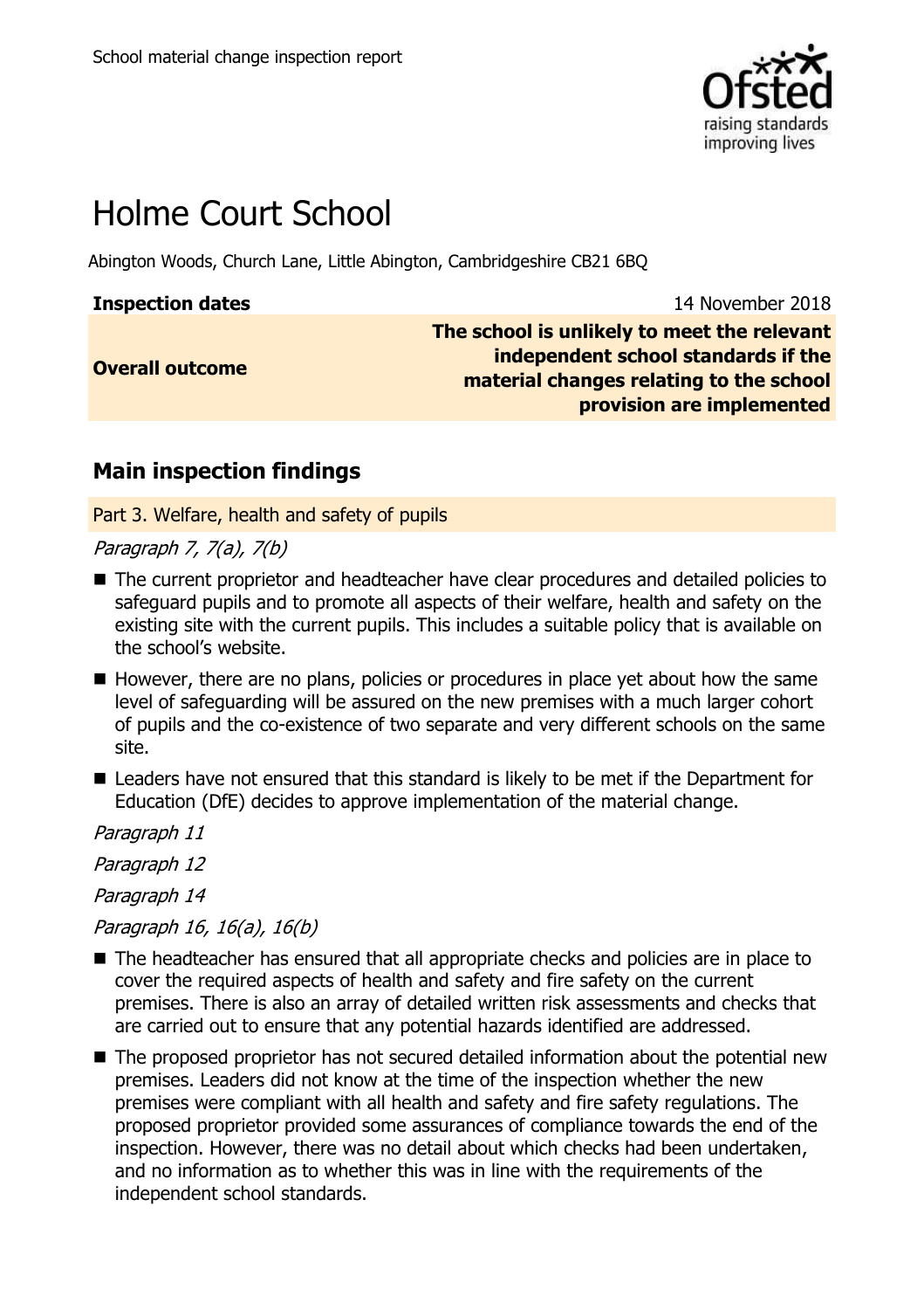School material change inspection report

# Holme Court School

Abington Woods, Church Lane, Little Abington, Cambridgeshire CB21 6BQ

| | |
|---|---|
| **Inspection dates** | 14 November 2018 |
| **Overall outcome** | **The school is unlikely to meet the relevant independent school standards if the material changes relating to the school provision are implemented** |

## Main inspection findings

### Part 3. Welfare, health and safety of pupils

*Paragraph 7, 7(a), 7(b)*

- The current proprietor and headteacher have clear procedures and detailed policies to safeguard pupils and to promote all aspects of their welfare, health and safety on the existing site with the current pupils. This includes a suitable policy that is available on the school's website.
- However, there are no plans, policies or procedures in place yet about how the same level of safeguarding will be assured on the new premises with a much larger cohort of pupils and the co-existence of two separate and very different schools on the same site.
- Leaders have not ensured that this standard is likely to be met if the Department for Education (DfE) decides to approve implementation of the material change.

*Paragraph 11*

*Paragraph 12*

*Paragraph 14*

*Paragraph 16, 16(a), 16(b)*

- The headteacher has ensured that all appropriate checks and policies are in place to cover the required aspects of health and safety and fire safety on the current premises. There is also an array of detailed written risk assessments and checks that are carried out to ensure that any potential hazards identified are addressed.
- The proposed proprietor has not secured detailed information about the potential new premises. Leaders did not know at the time of the inspection whether the new premises were compliant with all health and safety and fire safety regulations. The proposed proprietor provided some assurances of compliance towards the end of the inspection. However, there was no detail about which checks had been undertaken, and no information as to whether this was in line with the requirements of the independent school standards.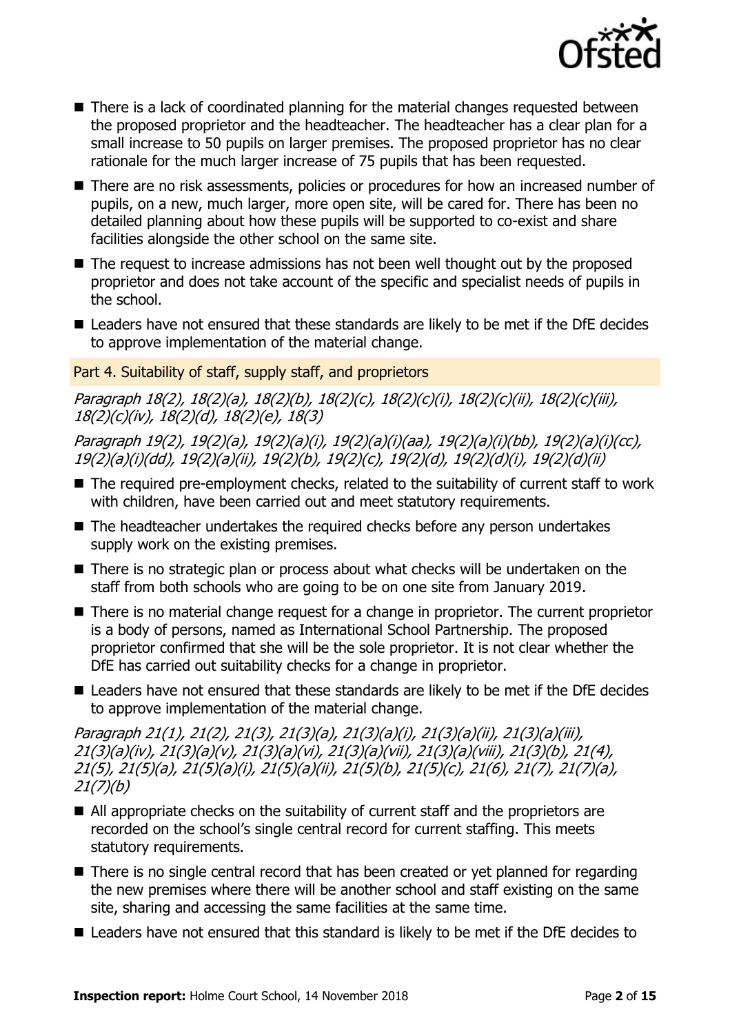- There is a lack of coordinated planning for the material changes requested between the proposed proprietor and the headteacher. The headteacher has a clear plan for a small increase to 50 pupils on larger premises. The proposed proprietor has no clear rationale for the much larger increase of 75 pupils that has been requested.
- There are no risk assessments, policies or procedures for how an increased number of pupils, on a new, much larger, more open site, will be cared for. There has been no detailed planning about how these pupils will be supported to co-exist and share facilities alongside the other school on the same site.
- The request to increase admissions has not been well thought out by the proposed proprietor and does not take account of the specific and specialist needs of pupils in the school.
- Leaders have not ensured that these standards are likely to be met if the DfE decides to approve implementation of the material change.

## Part 4. Suitability of staff, supply staff, and proprietors

*Paragraph 18(2), 18(2)(a), 18(2)(b), 18(2)(c), 18(2)(c)(i), 18(2)(c)(ii), 18(2)(c)(iii), 18(2)(c)(iv), 18(2)(d), 18(2)(e), 18(3)*

*Paragraph 19(2), 19(2)(a), 19(2)(a)(i), 19(2)(a)(i)(aa), 19(2)(a)(i)(bb), 19(2)(a)(i)(cc), 19(2)(a)(i)(dd), 19(2)(a)(ii), 19(2)(b), 19(2)(c), 19(2)(d), 19(2)(d)(i), 19(2)(d)(ii)*

- The required pre-employment checks, related to the suitability of current staff to work with children, have been carried out and meet statutory requirements.
- The headteacher undertakes the required checks before any person undertakes supply work on the existing premises.
- There is no strategic plan or process about what checks will be undertaken on the staff from both schools who are going to be on one site from January 2019.
- There is no material change request for a change in proprietor. The current proprietor is a body of persons, named as International School Partnership. The proposed proprietor confirmed that she will be the sole proprietor. It is not clear whether the DfE has carried out suitability checks for a change in proprietor.
- Leaders have not ensured that these standards are likely to be met if the DfE decides to approve implementation of the material change.

*Paragraph 21(1), 21(2), 21(3), 21(3)(a), 21(3)(a)(i), 21(3)(a)(ii), 21(3)(a)(iii), 21(3)(a)(iv), 21(3)(a)(v), 21(3)(a)(vi), 21(3)(a)(vii), 21(3)(a)(viii), 21(3)(b), 21(4), 21(5), 21(5)(a), 21(5)(a)(i), 21(5)(a)(ii), 21(5)(b), 21(5)(c), 21(6), 21(7), 21(7)(a), 21(7)(b)*

- All appropriate checks on the suitability of current staff and the proprietors are recorded on the school's single central record for current staffing. This meets statutory requirements.
- There is no single central record that has been created or yet planned for regarding the new premises where there will be another school and staff existing on the same site, sharing and accessing the same facilities at the same time.
- Leaders have not ensured that this standard is likely to be met if the DfE decides to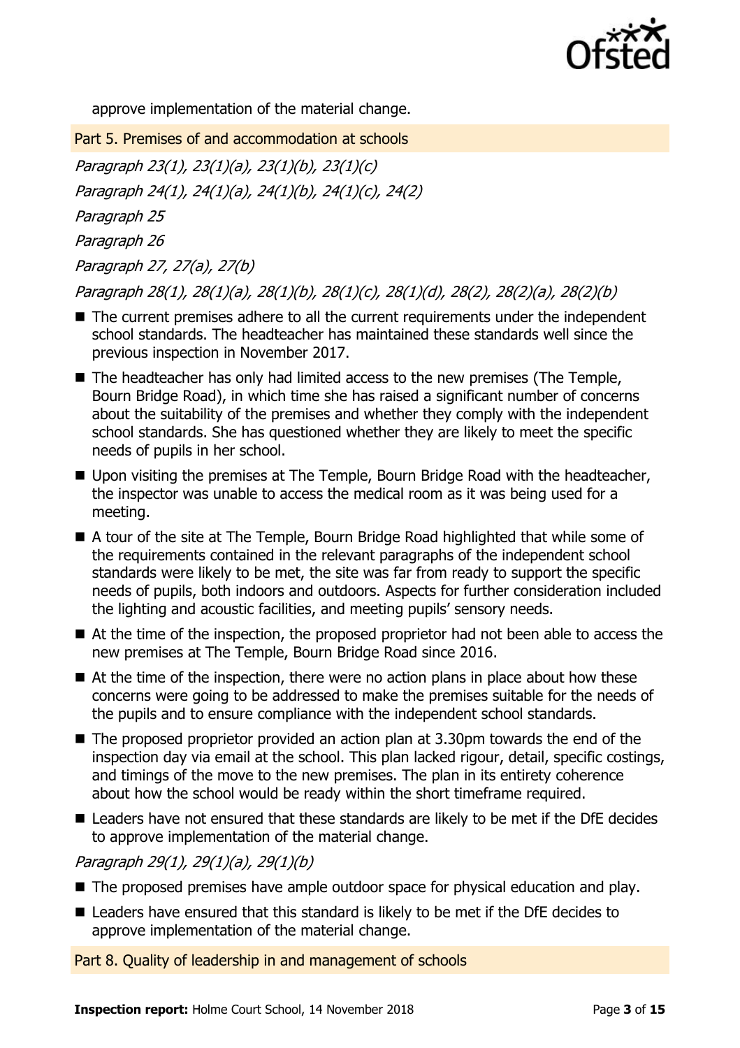approve implementation of the material change.

## Part 5. Premises of and accommodation at schools

*Paragraph 23(1), 23(1)(a), 23(1)(b), 23(1)(c)*

*Paragraph 24(1), 24(1)(a), 24(1)(b), 24(1)(c), 24(2)*

*Paragraph 25*

*Paragraph 26*

*Paragraph 27, 27(a), 27(b)*

*Paragraph 28(1), 28(1)(a), 28(1)(b), 28(1)(c), 28(1)(d), 28(2), 28(2)(a), 28(2)(b)*

- The current premises adhere to all the current requirements under the independent school standards. The headteacher has maintained these standards well since the previous inspection in November 2017.
- The headteacher has only had limited access to the new premises (The Temple, Bourn Bridge Road), in which time she has raised a significant number of concerns about the suitability of the premises and whether they comply with the independent school standards. She has questioned whether they are likely to meet the specific needs of pupils in her school.
- Upon visiting the premises at The Temple, Bourn Bridge Road with the headteacher, the inspector was unable to access the medical room as it was being used for a meeting.
- A tour of the site at The Temple, Bourn Bridge Road highlighted that while some of the requirements contained in the relevant paragraphs of the independent school standards were likely to be met, the site was far from ready to support the specific needs of pupils, both indoors and outdoors. Aspects for further consideration included the lighting and acoustic facilities, and meeting pupils' sensory needs.
- At the time of the inspection, the proposed proprietor had not been able to access the new premises at The Temple, Bourn Bridge Road since 2016.
- At the time of the inspection, there were no action plans in place about how these concerns were going to be addressed to make the premises suitable for the needs of the pupils and to ensure compliance with the independent school standards.
- The proposed proprietor provided an action plan at 3.30pm towards the end of the inspection day via email at the school. This plan lacked rigour, detail, specific costings, and timings of the move to the new premises. The plan in its entirety coherence about how the school would be ready within the short timeframe required.
- Leaders have not ensured that these standards are likely to be met if the DfE decides to approve implementation of the material change.

*Paragraph 29(1), 29(1)(a), 29(1)(b)*

- The proposed premises have ample outdoor space for physical education and play.
- Leaders have ensured that this standard is likely to be met if the DfE decides to approve implementation of the material change.

## Part 8. Quality of leadership in and management of schools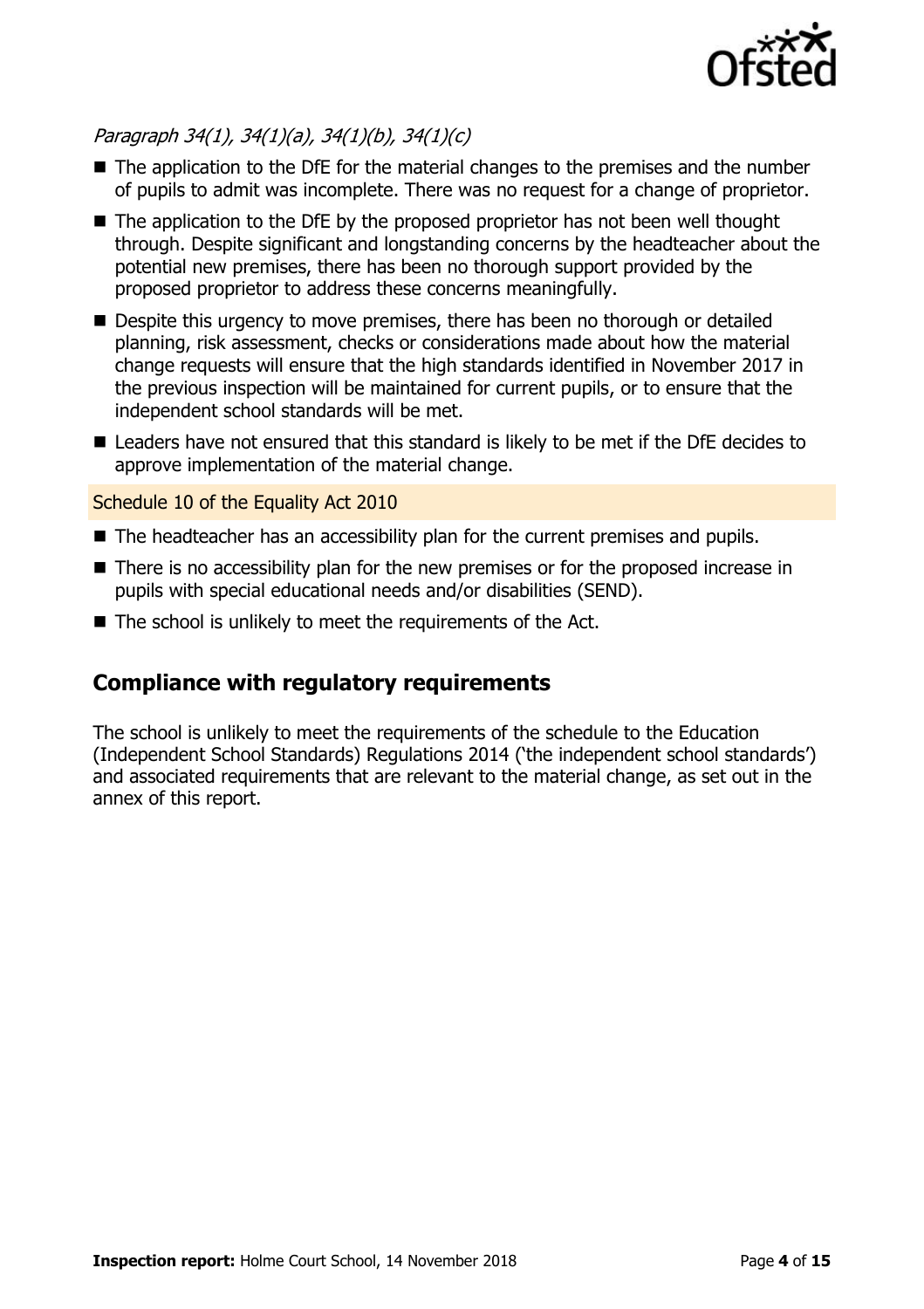*Paragraph 34(1), 34(1)(a), 34(1)(b), 34(1)(c)*

- The application to the DfE for the material changes to the premises and the number of pupils to admit was incomplete. There was no request for a change of proprietor.
- The application to the DfE by the proposed proprietor has not been well thought through. Despite significant and longstanding concerns by the headteacher about the potential new premises, there has been no thorough support provided by the proposed proprietor to address these concerns meaningfully.
- Despite this urgency to move premises, there has been no thorough or detailed planning, risk assessment, checks or considerations made about how the material change requests will ensure that the high standards identified in November 2017 in the previous inspection will be maintained for current pupils, or to ensure that the independent school standards will be met.
- Leaders have not ensured that this standard is likely to be met if the DfE decides to approve implementation of the material change.

Schedule 10 of the Equality Act 2010

- The headteacher has an accessibility plan for the current premises and pupils.
- There is no accessibility plan for the new premises or for the proposed increase in pupils with special educational needs and/or disabilities (SEND).
- The school is unlikely to meet the requirements of the Act.

## Compliance with regulatory requirements

The school is unlikely to meet the requirements of the schedule to the Education (Independent School Standards) Regulations 2014 ('the independent school standards') and associated requirements that are relevant to the material change, as set out in the annex of this report.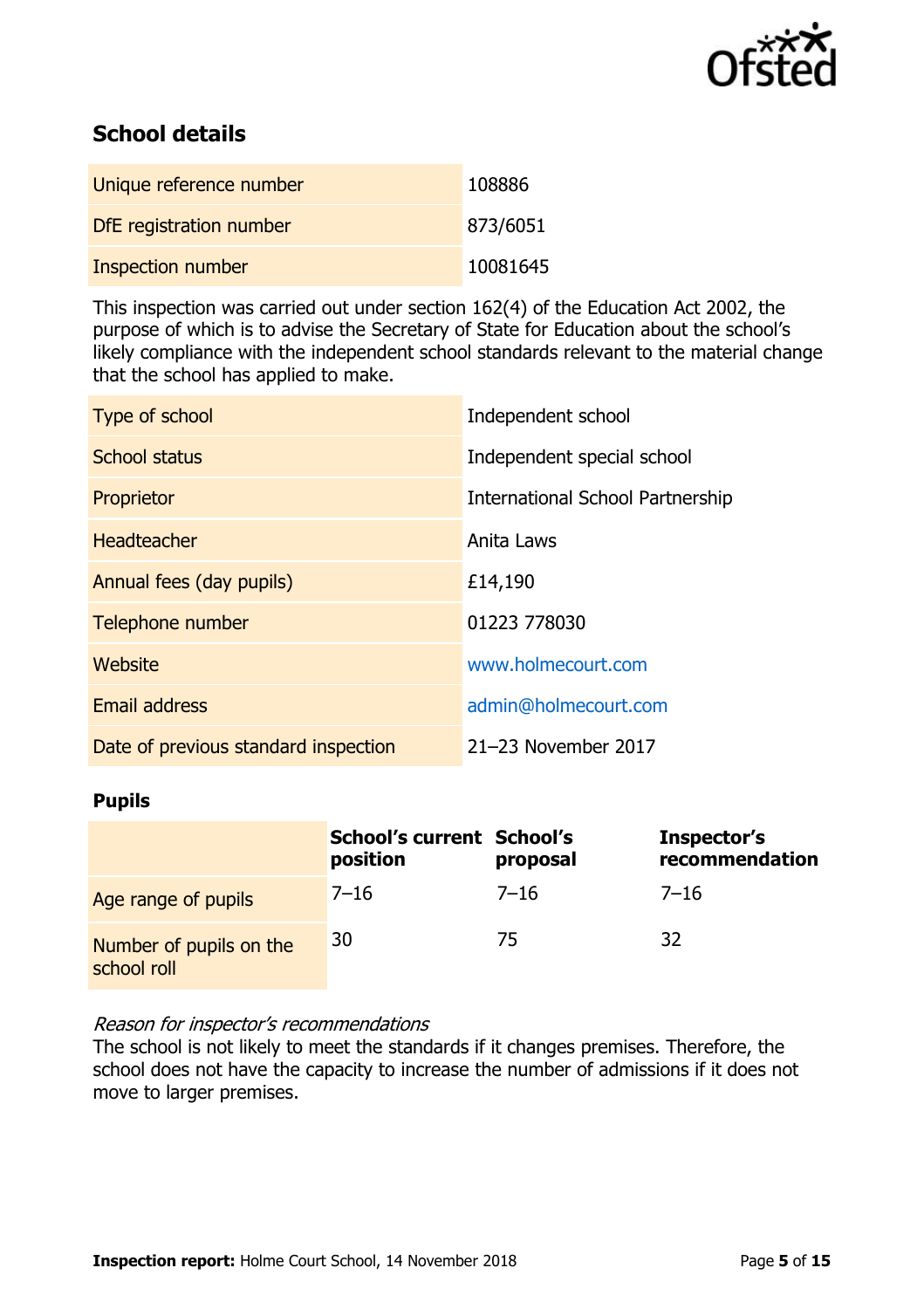## School details

| | |
|---|---|
| Unique reference number | 108886 |
| DfE registration number | 873/6051 |
| Inspection number | 10081645 |

This inspection was carried out under section 162(4) of the Education Act 2002, the purpose of which is to advise the Secretary of State for Education about the school's likely compliance with the independent school standards relevant to the material change that the school has applied to make.

| | |
|---|---|
| Type of school | Independent school |
| School status | Independent special school |
| Proprietor | International School Partnership |
| Headteacher | Anita Laws |
| Annual fees (day pupils) | £14,190 |
| Telephone number | 01223 778030 |
| Website | www.holmecourt.com |
| Email address | admin@holmecourt.com |
| Date of previous standard inspection | 21–23 November 2017 |

### Pupils

| | School's current position | School's proposal | Inspector's recommendation |
|---|---|---|---|
| Age range of pupils | 7–16 | 7–16 | 7–16 |
| Number of pupils on the school roll | 30 | 75 | 32 |

*Reason for inspector's recommendations*

The school is not likely to meet the standards if it changes premises. Therefore, the school does not have the capacity to increase the number of admissions if it does not move to larger premises.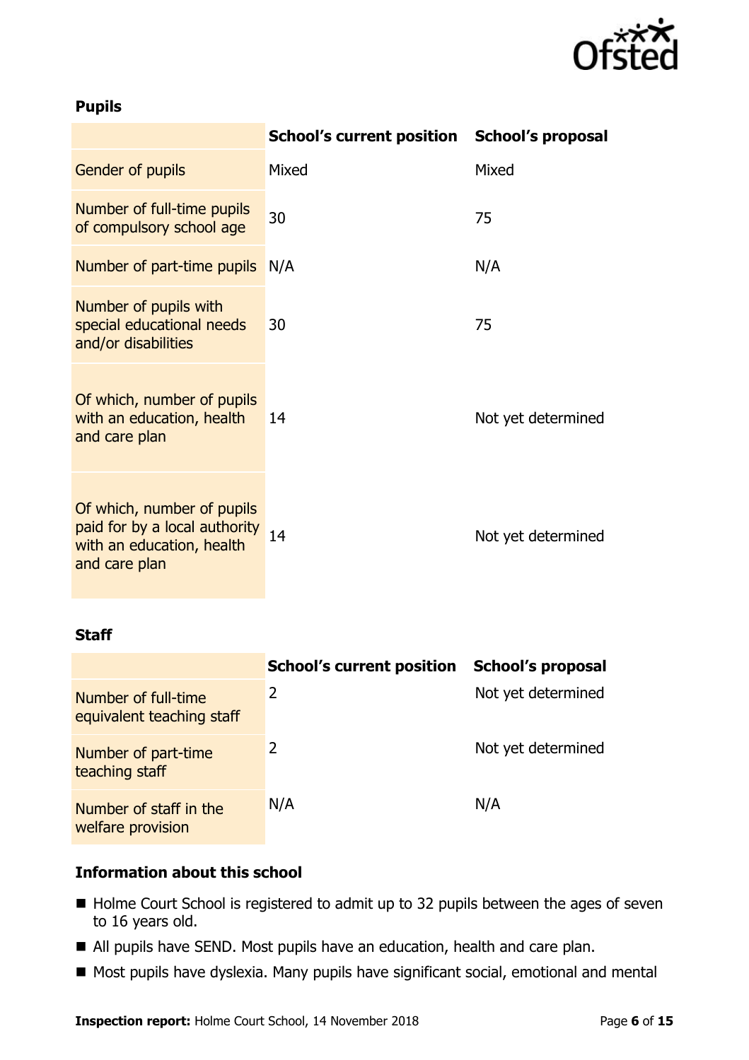### Pupils

| | School's current position | School's proposal |
|---|---|---|
| Gender of pupils | Mixed | Mixed |
| Number of full-time pupils of compulsory school age | 30 | 75 |
| Number of part-time pupils | N/A | N/A |
| Number of pupils with special educational needs and/or disabilities | 30 | 75 |
| Of which, number of pupils with an education, health and care plan | 14 | Not yet determined |
| Of which, number of pupils paid for by a local authority with an education, health and care plan | 14 | Not yet determined |

### Staff

| | School's current position | School's proposal |
|---|---|---|
| Number of full-time equivalent teaching staff | 2 | Not yet determined |
| Number of part-time teaching staff | 2 | Not yet determined |
| Number of staff in the welfare provision | N/A | N/A |

### Information about this school

- Holme Court School is registered to admit up to 32 pupils between the ages of seven to 16 years old.
- All pupils have SEND. Most pupils have an education, health and care plan.
- Most pupils have dyslexia. Many pupils have significant social, emotional and mental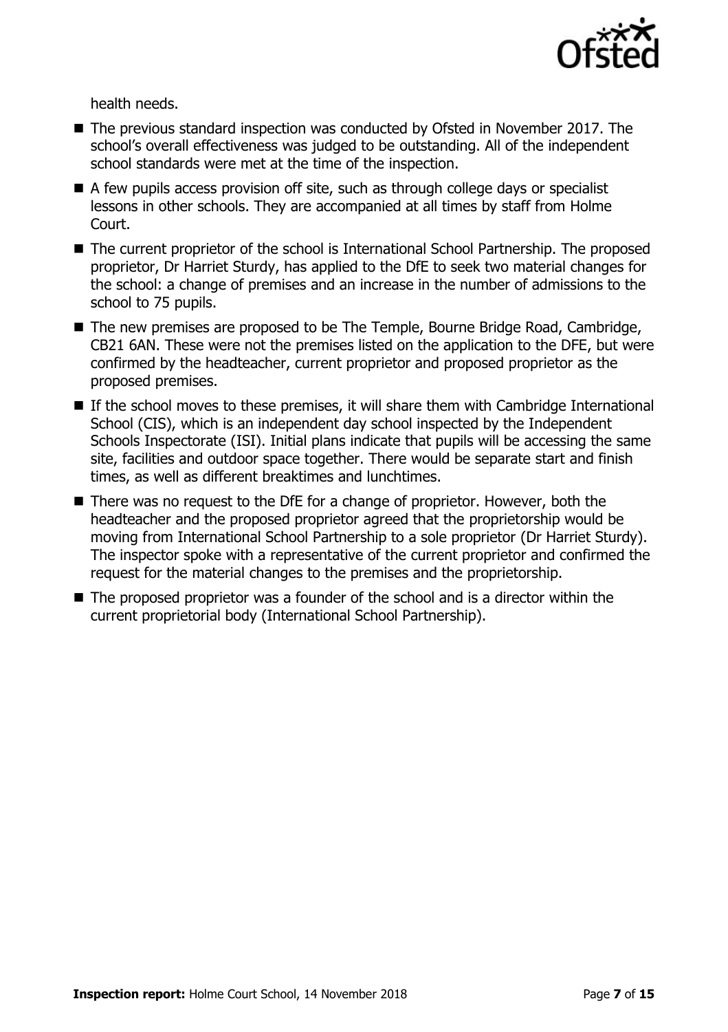health needs.

- The previous standard inspection was conducted by Ofsted in November 2017. The school's overall effectiveness was judged to be outstanding. All of the independent school standards were met at the time of the inspection.
- A few pupils access provision off site, such as through college days or specialist lessons in other schools. They are accompanied at all times by staff from Holme Court.
- The current proprietor of the school is International School Partnership. The proposed proprietor, Dr Harriet Sturdy, has applied to the DfE to seek two material changes for the school: a change of premises and an increase in the number of admissions to the school to 75 pupils.
- The new premises are proposed to be The Temple, Bourne Bridge Road, Cambridge, CB21 6AN. These were not the premises listed on the application to the DFE, but were confirmed by the headteacher, current proprietor and proposed proprietor as the proposed premises.
- If the school moves to these premises, it will share them with Cambridge International School (CIS), which is an independent day school inspected by the Independent Schools Inspectorate (ISI). Initial plans indicate that pupils will be accessing the same site, facilities and outdoor space together. There would be separate start and finish times, as well as different breaktimes and lunchtimes.
- There was no request to the DfE for a change of proprietor. However, both the headteacher and the proposed proprietor agreed that the proprietorship would be moving from International School Partnership to a sole proprietor (Dr Harriet Sturdy). The inspector spoke with a representative of the current proprietor and confirmed the request for the material changes to the premises and the proprietorship.
- The proposed proprietor was a founder of the school and is a director within the current proprietorial body (International School Partnership).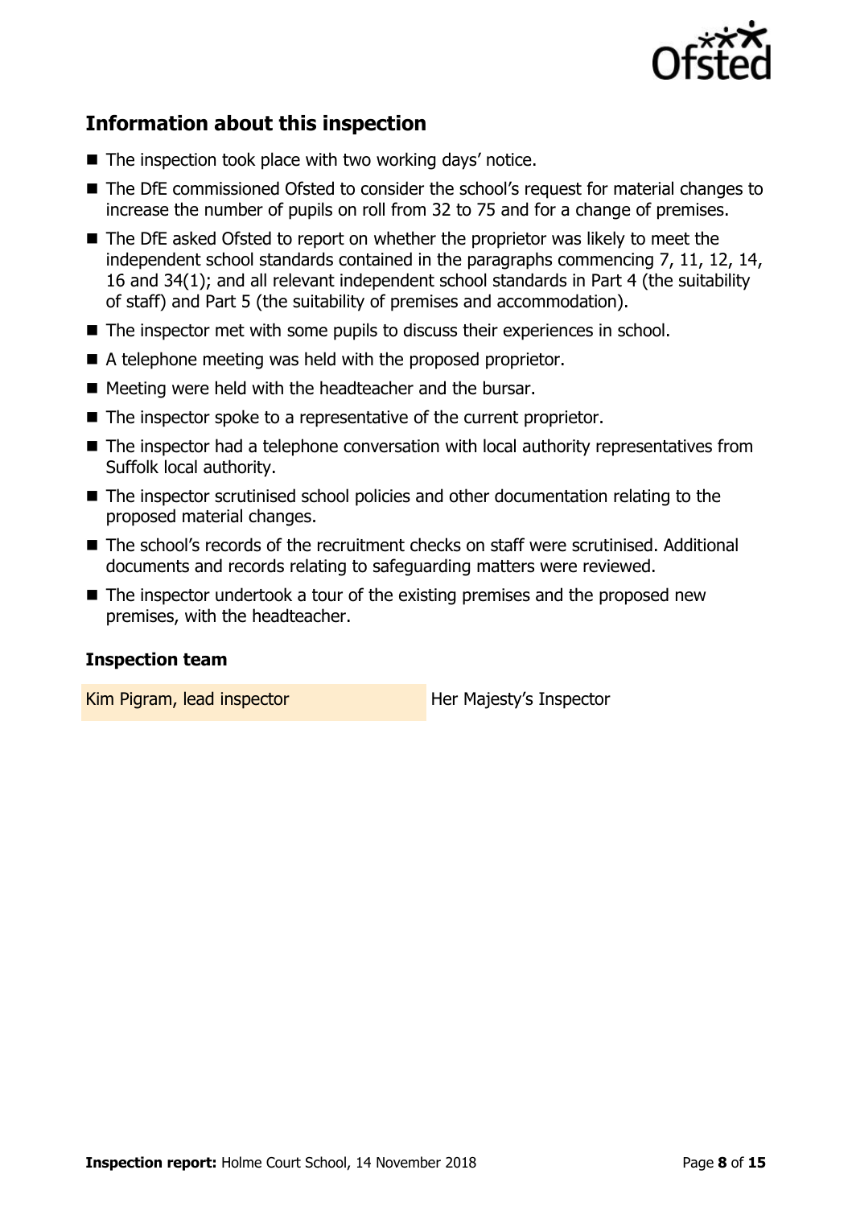## Information about this inspection

- The inspection took place with two working days' notice.
- The DfE commissioned Ofsted to consider the school's request for material changes to increase the number of pupils on roll from 32 to 75 and for a change of premises.
- The DfE asked Ofsted to report on whether the proprietor was likely to meet the independent school standards contained in the paragraphs commencing 7, 11, 12, 14, 16 and 34(1); and all relevant independent school standards in Part 4 (the suitability of staff) and Part 5 (the suitability of premises and accommodation).
- The inspector met with some pupils to discuss their experiences in school.
- A telephone meeting was held with the proposed proprietor.
- Meeting were held with the headteacher and the bursar.
- The inspector spoke to a representative of the current proprietor.
- The inspector had a telephone conversation with local authority representatives from Suffolk local authority.
- The inspector scrutinised school policies and other documentation relating to the proposed material changes.
- The school's records of the recruitment checks on staff were scrutinised. Additional documents and records relating to safeguarding matters were reviewed.
- The inspector undertook a tour of the existing premises and the proposed new premises, with the headteacher.

### Inspection team

| | |
|---|---|
| Kim Pigram, lead inspector | Her Majesty's Inspector |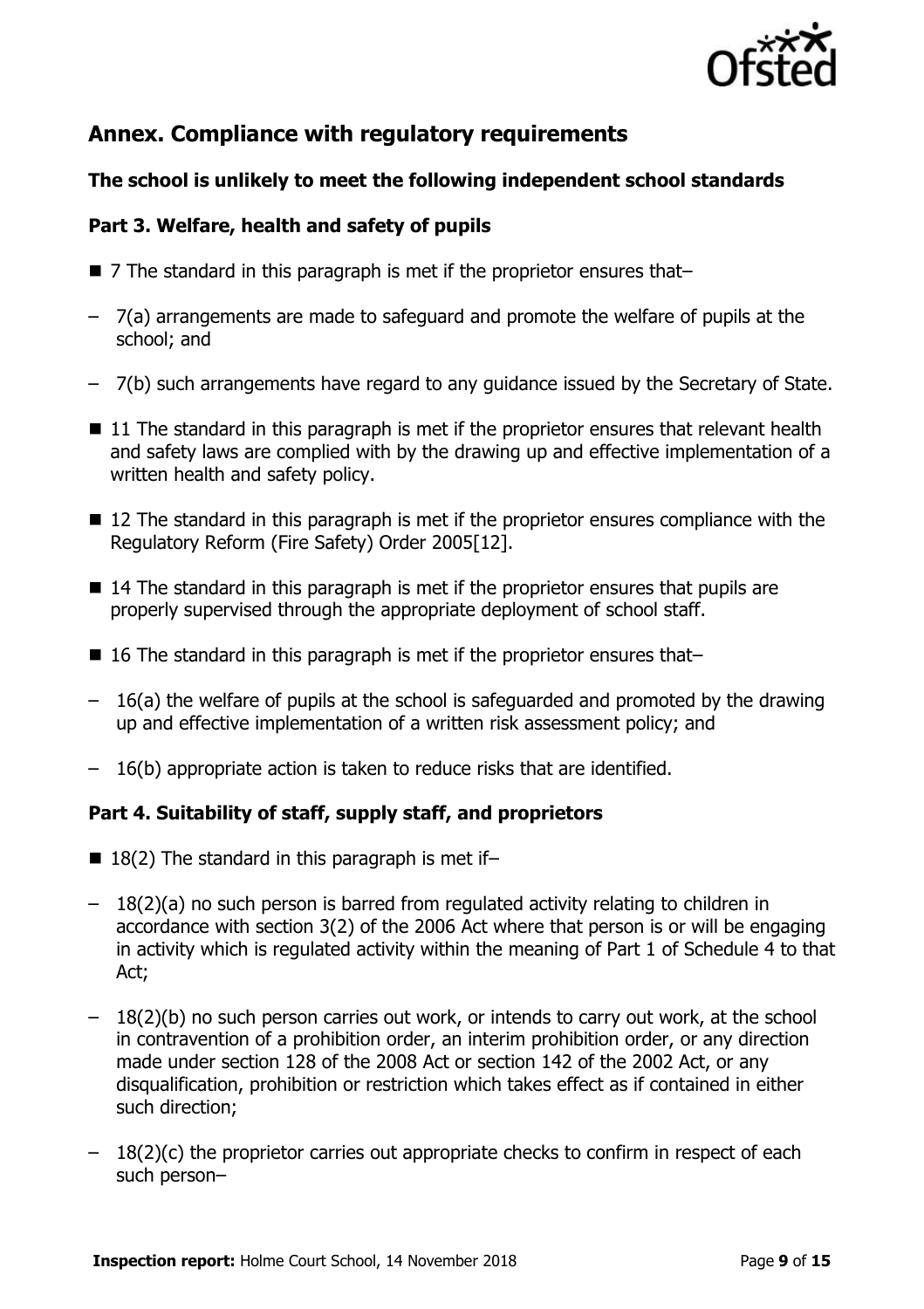## Annex. Compliance with regulatory requirements

### The school is unlikely to meet the following independent school standards

### Part 3. Welfare, health and safety of pupils

- 7 The standard in this paragraph is met if the proprietor ensures that–
  - 7(a) arrangements are made to safeguard and promote the welfare of pupils at the school; and
  - 7(b) such arrangements have regard to any guidance issued by the Secretary of State.
- 11 The standard in this paragraph is met if the proprietor ensures that relevant health and safety laws are complied with by the drawing up and effective implementation of a written health and safety policy.
- 12 The standard in this paragraph is met if the proprietor ensures compliance with the Regulatory Reform (Fire Safety) Order 2005[12].
- 14 The standard in this paragraph is met if the proprietor ensures that pupils are properly supervised through the appropriate deployment of school staff.
- 16 The standard in this paragraph is met if the proprietor ensures that–
  - 16(a) the welfare of pupils at the school is safeguarded and promoted by the drawing up and effective implementation of a written risk assessment policy; and
  - 16(b) appropriate action is taken to reduce risks that are identified.

### Part 4. Suitability of staff, supply staff, and proprietors

- 18(2) The standard in this paragraph is met if–
  - 18(2)(a) no such person is barred from regulated activity relating to children in accordance with section 3(2) of the 2006 Act where that person is or will be engaging in activity which is regulated activity within the meaning of Part 1 of Schedule 4 to that Act;
  - 18(2)(b) no such person carries out work, or intends to carry out work, at the school in contravention of a prohibition order, an interim prohibition order, or any direction made under section 128 of the 2008 Act or section 142 of the 2002 Act, or any disqualification, prohibition or restriction which takes effect as if contained in either such direction;
  - 18(2)(c) the proprietor carries out appropriate checks to confirm in respect of each such person–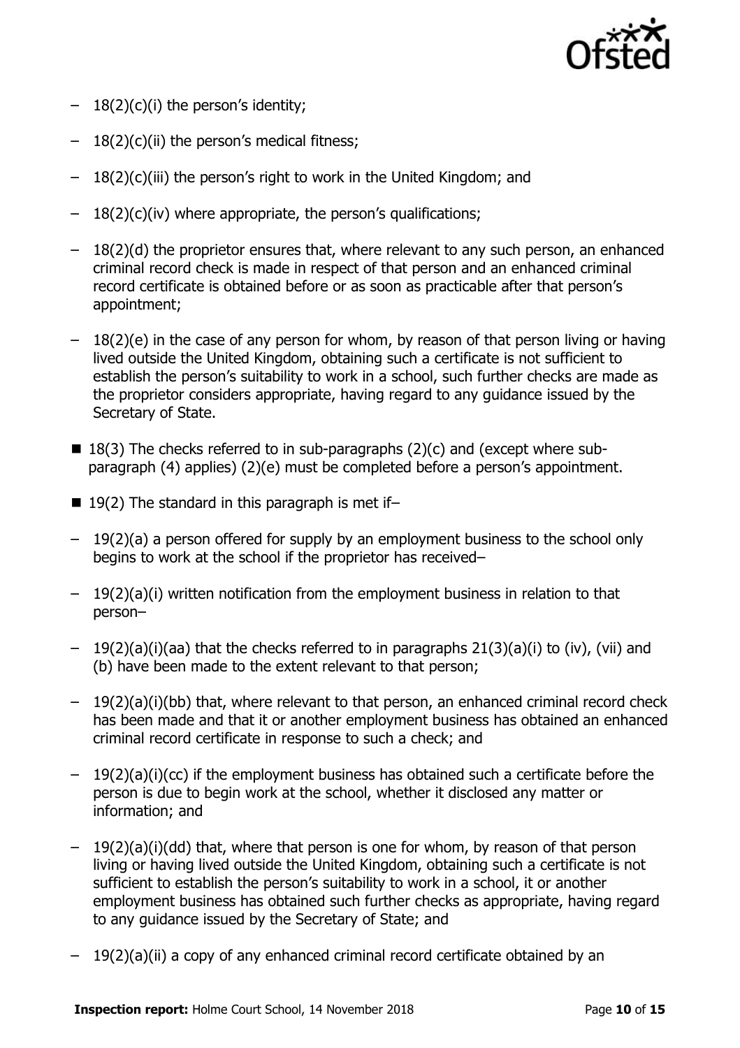- 18(2)(c)(i) the person's identity;
- 18(2)(c)(ii) the person's medical fitness;
- 18(2)(c)(iii) the person's right to work in the United Kingdom; and
- 18(2)(c)(iv) where appropriate, the person's qualifications;
- 18(2)(d) the proprietor ensures that, where relevant to any such person, an enhanced criminal record check is made in respect of that person and an enhanced criminal record certificate is obtained before or as soon as practicable after that person's appointment;
- 18(2)(e) in the case of any person for whom, by reason of that person living or having lived outside the United Kingdom, obtaining such a certificate is not sufficient to establish the person's suitability to work in a school, such further checks are made as the proprietor considers appropriate, having regard to any guidance issued by the Secretary of State.

- 18(3) The checks referred to in sub-paragraphs (2)(c) and (except where sub-paragraph (4) applies) (2)(e) must be completed before a person's appointment.
- 19(2) The standard in this paragraph is met if–

- 19(2)(a) a person offered for supply by an employment business to the school only begins to work at the school if the proprietor has received–
- 19(2)(a)(i) written notification from the employment business in relation to that person–
- 19(2)(a)(i)(aa) that the checks referred to in paragraphs 21(3)(a)(i) to (iv), (vii) and (b) have been made to the extent relevant to that person;
- 19(2)(a)(i)(bb) that, where relevant to that person, an enhanced criminal record check has been made and that it or another employment business has obtained an enhanced criminal record certificate in response to such a check; and
- 19(2)(a)(i)(cc) if the employment business has obtained such a certificate before the person is due to begin work at the school, whether it disclosed any matter or information; and
- 19(2)(a)(i)(dd) that, where that person is one for whom, by reason of that person living or having lived outside the United Kingdom, obtaining such a certificate is not sufficient to establish the person's suitability to work in a school, it or another employment business has obtained such further checks as appropriate, having regard to any guidance issued by the Secretary of State; and
- 19(2)(a)(ii) a copy of any enhanced criminal record certificate obtained by an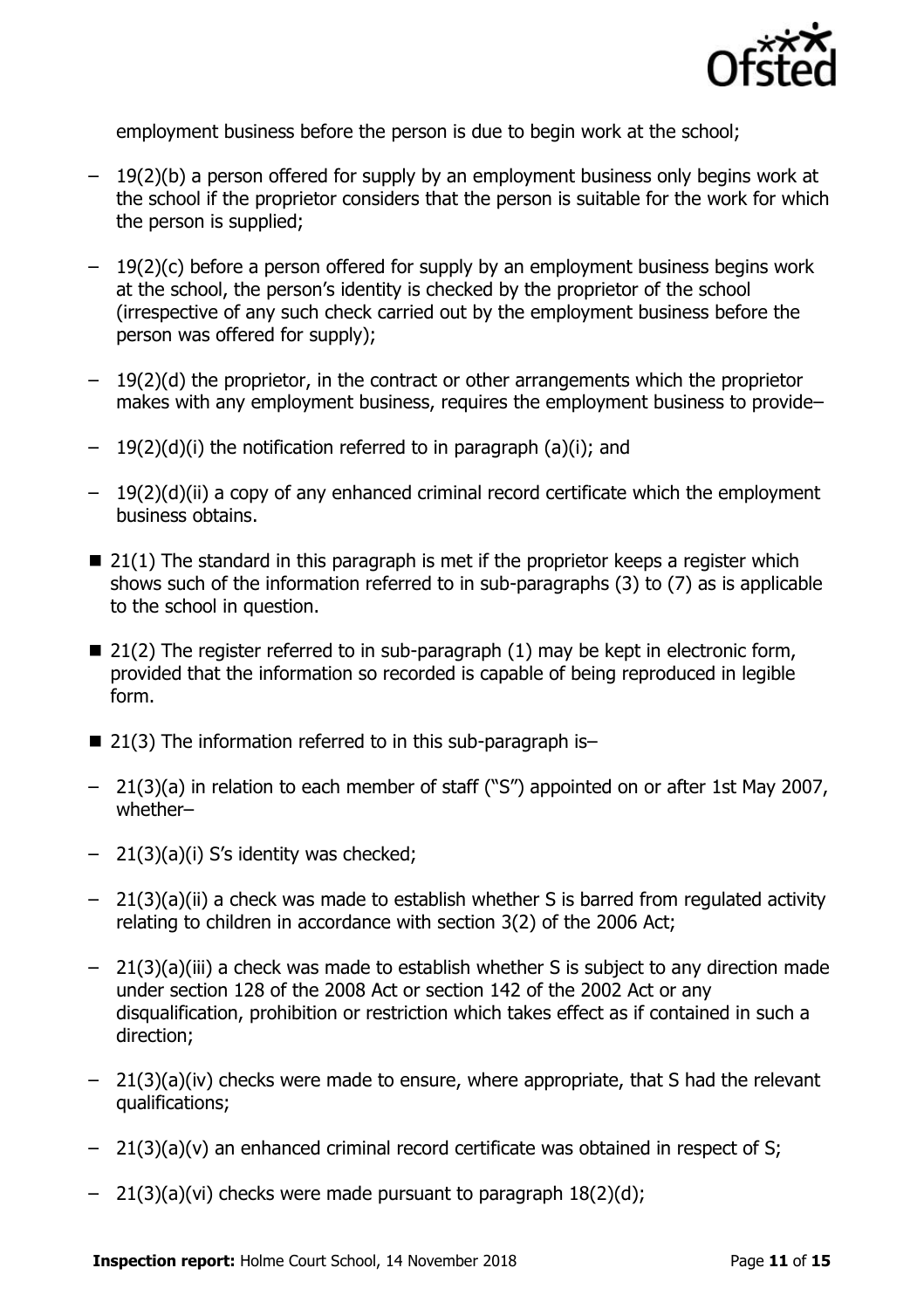employment business before the person is due to begin work at the school;

- 19(2)(b) a person offered for supply by an employment business only begins work at the school if the proprietor considers that the person is suitable for the work for which the person is supplied;
- 19(2)(c) before a person offered for supply by an employment business begins work at the school, the person's identity is checked by the proprietor of the school (irrespective of any such check carried out by the employment business before the person was offered for supply);
- 19(2)(d) the proprietor, in the contract or other arrangements which the proprietor makes with any employment business, requires the employment business to provide–
- 19(2)(d)(i) the notification referred to in paragraph (a)(i); and
- 19(2)(d)(ii) a copy of any enhanced criminal record certificate which the employment business obtains.

- 21(1) The standard in this paragraph is met if the proprietor keeps a register which shows such of the information referred to in sub-paragraphs (3) to (7) as is applicable to the school in question.
- 21(2) The register referred to in sub-paragraph (1) may be kept in electronic form, provided that the information so recorded is capable of being reproduced in legible form.
- 21(3) The information referred to in this sub-paragraph is–
  - 21(3)(a) in relation to each member of staff ("S") appointed on or after 1st May 2007, whether–
  - 21(3)(a)(i) S's identity was checked;
  - 21(3)(a)(ii) a check was made to establish whether S is barred from regulated activity relating to children in accordance with section 3(2) of the 2006 Act;
  - 21(3)(a)(iii) a check was made to establish whether S is subject to any direction made under section 128 of the 2008 Act or section 142 of the 2002 Act or any disqualification, prohibition or restriction which takes effect as if contained in such a direction;
  - 21(3)(a)(iv) checks were made to ensure, where appropriate, that S had the relevant qualifications;
  - 21(3)(a)(v) an enhanced criminal record certificate was obtained in respect of S;
  - 21(3)(a)(vi) checks were made pursuant to paragraph 18(2)(d);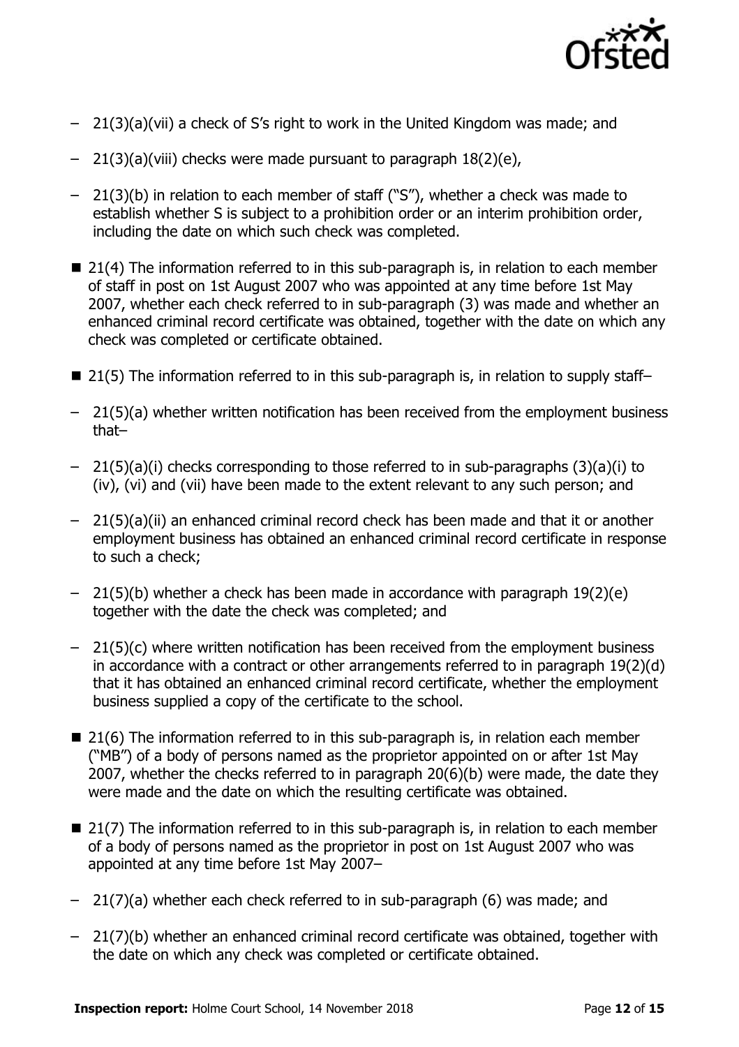- 21(3)(a)(vii) a check of S's right to work in the United Kingdom was made; and
- 21(3)(a)(viii) checks were made pursuant to paragraph 18(2)(e),
- 21(3)(b) in relation to each member of staff ("S"), whether a check was made to establish whether S is subject to a prohibition order or an interim prohibition order, including the date on which such check was completed.

- 21(4) The information referred to in this sub-paragraph is, in relation to each member of staff in post on 1st August 2007 who was appointed at any time before 1st May 2007, whether each check referred to in sub-paragraph (3) was made and whether an enhanced criminal record certificate was obtained, together with the date on which any check was completed or certificate obtained.

- 21(5) The information referred to in this sub-paragraph is, in relation to supply staff–
  - 21(5)(a) whether written notification has been received from the employment business that–
  - 21(5)(a)(i) checks corresponding to those referred to in sub-paragraphs (3)(a)(i) to (iv), (vi) and (vii) have been made to the extent relevant to any such person; and
  - 21(5)(a)(ii) an enhanced criminal record check has been made and that it or another employment business has obtained an enhanced criminal record certificate in response to such a check;
  - 21(5)(b) whether a check has been made in accordance with paragraph 19(2)(e) together with the date the check was completed; and
  - 21(5)(c) where written notification has been received from the employment business in accordance with a contract or other arrangements referred to in paragraph 19(2)(d) that it has obtained an enhanced criminal record certificate, whether the employment business supplied a copy of the certificate to the school.

- 21(6) The information referred to in this sub-paragraph is, in relation each member ("MB") of a body of persons named as the proprietor appointed on or after 1st May 2007, whether the checks referred to in paragraph 20(6)(b) were made, the date they were made and the date on which the resulting certificate was obtained.

- 21(7) The information referred to in this sub-paragraph is, in relation to each member of a body of persons named as the proprietor in post on 1st August 2007 who was appointed at any time before 1st May 2007–
  - 21(7)(a) whether each check referred to in sub-paragraph (6) was made; and
  - 21(7)(b) whether an enhanced criminal record certificate was obtained, together with the date on which any check was completed or certificate obtained.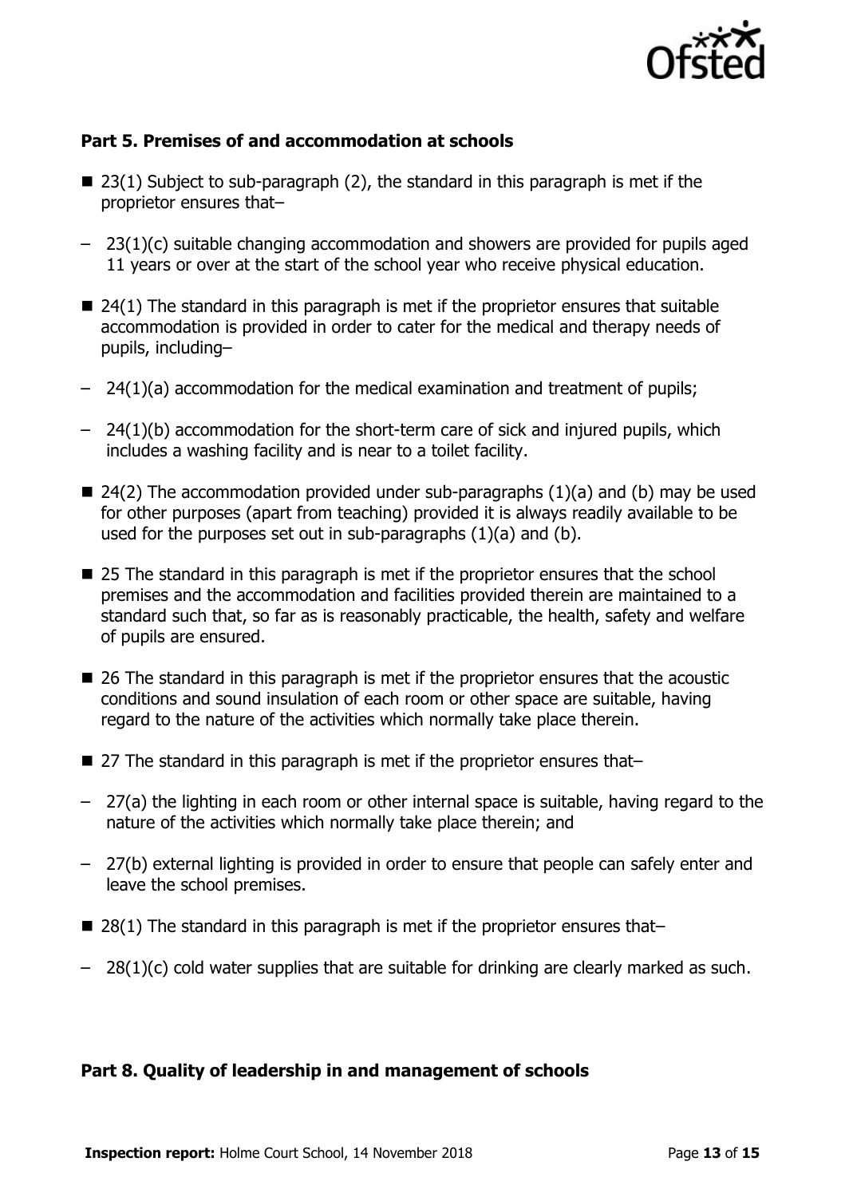### Part 5. Premises of and accommodation at schools

- 23(1) Subject to sub-paragraph (2), the standard in this paragraph is met if the proprietor ensures that–
  - 23(1)(c) suitable changing accommodation and showers are provided for pupils aged 11 years or over at the start of the school year who receive physical education.
- 24(1) The standard in this paragraph is met if the proprietor ensures that suitable accommodation is provided in order to cater for the medical and therapy needs of pupils, including–
  - 24(1)(a) accommodation for the medical examination and treatment of pupils;
  - 24(1)(b) accommodation for the short-term care of sick and injured pupils, which includes a washing facility and is near to a toilet facility.
- 24(2) The accommodation provided under sub-paragraphs (1)(a) and (b) may be used for other purposes (apart from teaching) provided it is always readily available to be used for the purposes set out in sub-paragraphs (1)(a) and (b).
- 25 The standard in this paragraph is met if the proprietor ensures that the school premises and the accommodation and facilities provided therein are maintained to a standard such that, so far as is reasonably practicable, the health, safety and welfare of pupils are ensured.
- 26 The standard in this paragraph is met if the proprietor ensures that the acoustic conditions and sound insulation of each room or other space are suitable, having regard to the nature of the activities which normally take place therein.
- 27 The standard in this paragraph is met if the proprietor ensures that–
  - 27(a) the lighting in each room or other internal space is suitable, having regard to the nature of the activities which normally take place therein; and
  - 27(b) external lighting is provided in order to ensure that people can safely enter and leave the school premises.
- 28(1) The standard in this paragraph is met if the proprietor ensures that–
  - 28(1)(c) cold water supplies that are suitable for drinking are clearly marked as such.

### Part 8. Quality of leadership in and management of schools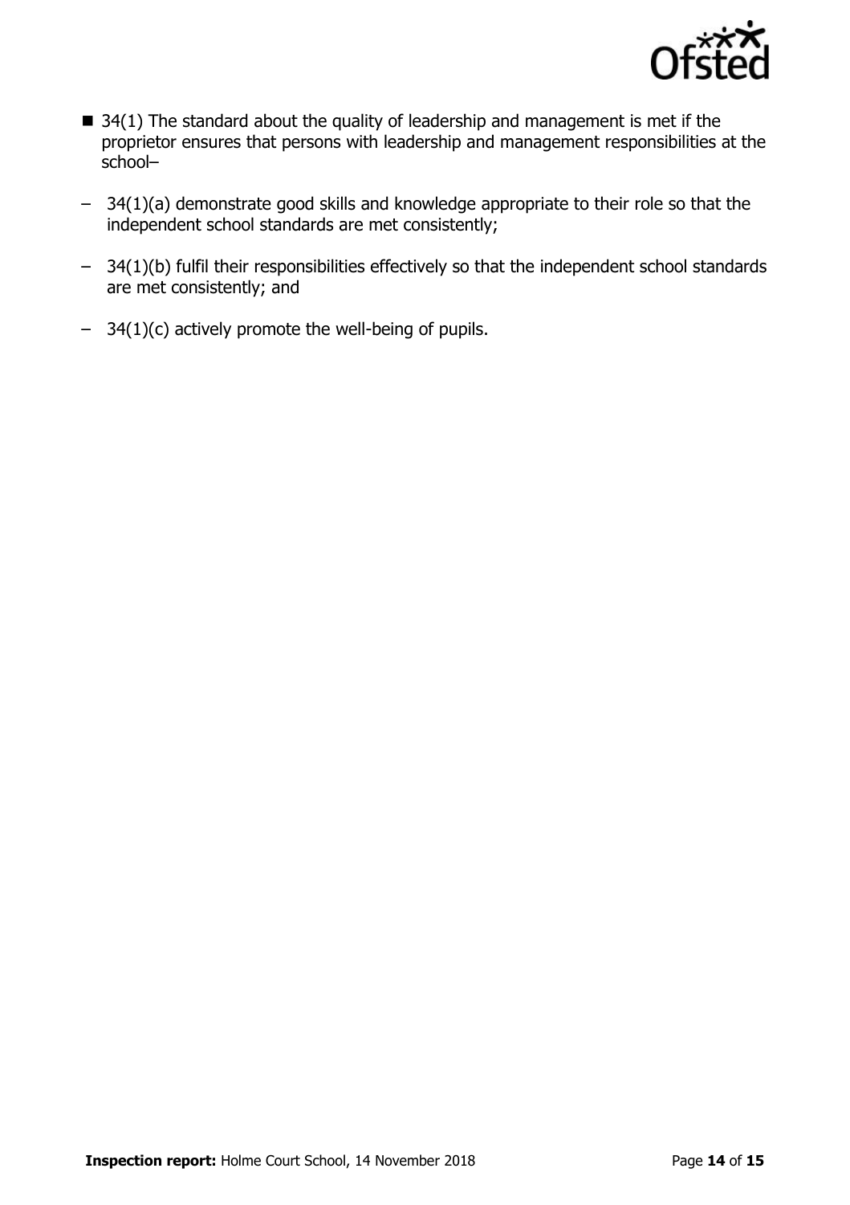- 34(1) The standard about the quality of leadership and management is met if the proprietor ensures that persons with leadership and management responsibilities at the school–
  - 34(1)(a) demonstrate good skills and knowledge appropriate to their role so that the independent school standards are met consistently;
  - 34(1)(b) fulfil their responsibilities effectively so that the independent school standards are met consistently; and
  - 34(1)(c) actively promote the well-being of pupils.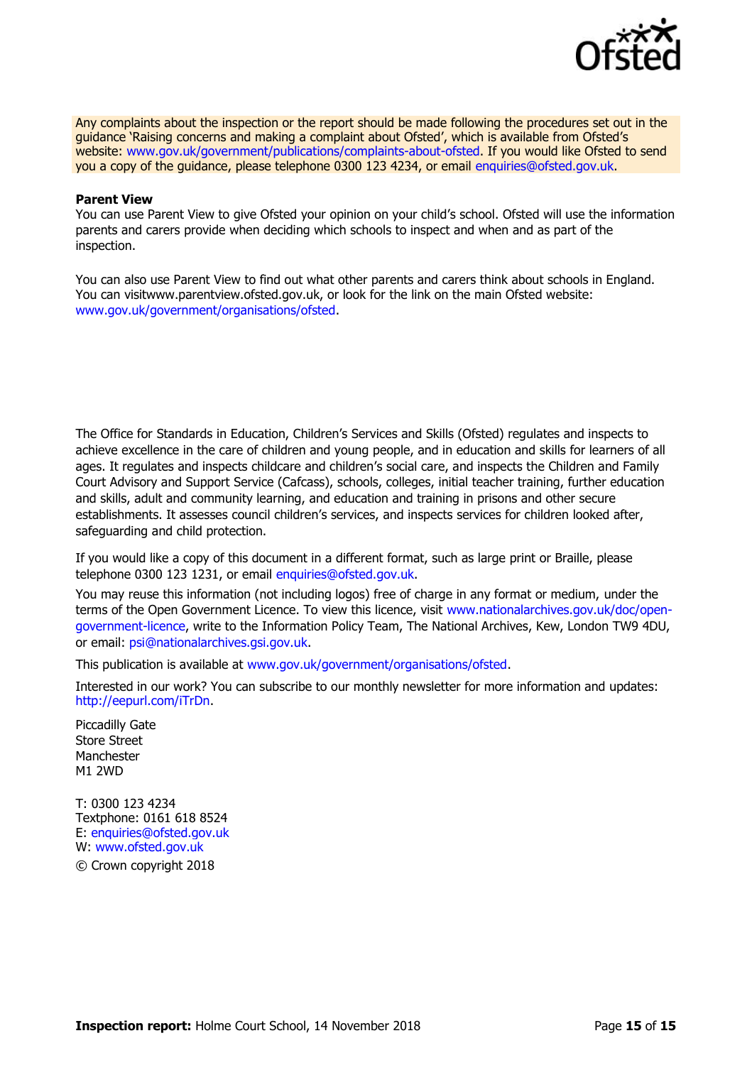Any complaints about the inspection or the report should be made following the procedures set out in the guidance 'Raising concerns and making a complaint about Ofsted', which is available from Ofsted's website: www.gov.uk/government/publications/complaints-about-ofsted. If you would like Ofsted to send you a copy of the guidance, please telephone 0300 123 4234, or email enquiries@ofsted.gov.uk.

**Parent View**
You can use Parent View to give Ofsted your opinion on your child's school. Ofsted will use the information parents and carers provide when deciding which schools to inspect and when and as part of the inspection.

You can also use Parent View to find out what other parents and carers think about schools in England. You can visitwww.parentview.ofsted.gov.uk, or look for the link on the main Ofsted website: www.gov.uk/government/organisations/ofsted.

The Office for Standards in Education, Children's Services and Skills (Ofsted) regulates and inspects to achieve excellence in the care of children and young people, and in education and skills for learners of all ages. It regulates and inspects childcare and children's social care, and inspects the Children and Family Court Advisory and Support Service (Cafcass), schools, colleges, initial teacher training, further education and skills, adult and community learning, and education and training in prisons and other secure establishments. It assesses council children's services, and inspects services for children looked after, safeguarding and child protection.

If you would like a copy of this document in a different format, such as large print or Braille, please telephone 0300 123 1231, or email enquiries@ofsted.gov.uk.

You may reuse this information (not including logos) free of charge in any format or medium, under the terms of the Open Government Licence. To view this licence, visit www.nationalarchives.gov.uk/doc/open-government-licence, write to the Information Policy Team, The National Archives, Kew, London TW9 4DU, or email: psi@nationalarchives.gsi.gov.uk.

This publication is available at www.gov.uk/government/organisations/ofsted.

Interested in our work? You can subscribe to our monthly newsletter for more information and updates: http://eepurl.com/iTrDn.

Piccadilly Gate
Store Street
Manchester
M1 2WD

T: 0300 123 4234
Textphone: 0161 618 8524
E: enquiries@ofsted.gov.uk
W: www.ofsted.gov.uk

© Crown copyright 2018